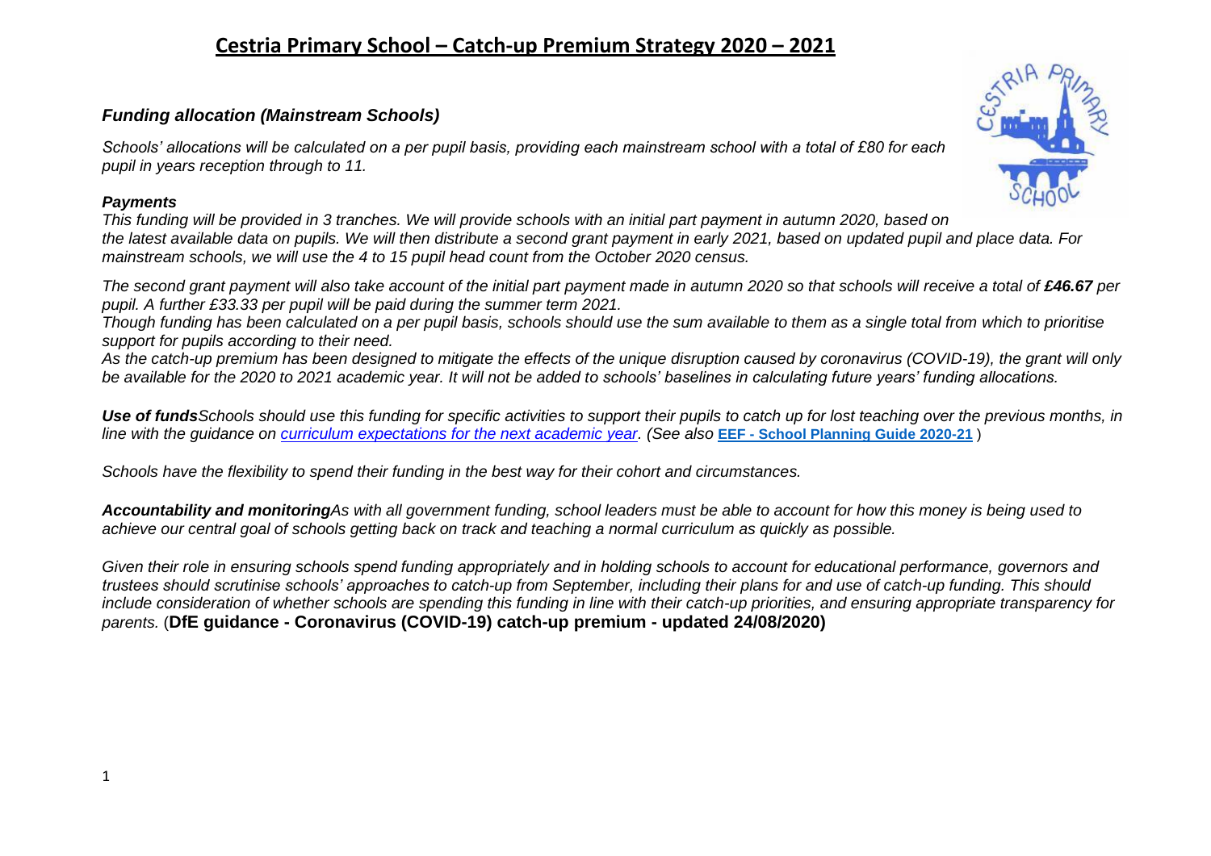# Cestria Primary School – Catch-up Premium Strategy 2020 – 2021

### *Funding allocation (Mainstream Schools)*

*Schools' allocations will be calculated on a per pupil basis, providing each mainstream school with a total of £80 for each pupil in years reception through to 11.*

### *Payments*

*This funding will be provided in 3 tranches. We will provide schools with an initial part payment in autumn 2020, based on the latest available data on pupils. We will then distribute a second grant payment in early 2021, based on updated pupil and place data. For mainstream schools, we will use the 4 to 15 pupil head count from the October 2020 census.*

*The second grant payment will also take account of the initial part payment made in autumn 2020 so that schools will receive a total of **£46.67** per pupil. A further £33.33 per pupil will be paid during the summer term 2021.*

*Though funding has been calculated on a per pupil basis, schools should use the sum available to them as a single total from which to prioritise support for pupils according to their need.*

*As the catch-up premium has been designed to mitigate the effects of the unique disruption caused by coronavirus (COVID-19), the grant will only be available for the 2020 to 2021 academic year. It will not be added to schools' baselines in calculating future years' funding allocations.*

***Use of funds****Schools should use this funding for specific activities to support their pupils to catch up for lost teaching over the previous months, in line with the guidance on [curriculum expectations for the next academic year](). (See also* **[EEF - School Planning Guide 2020-21]()** )

*Schools have the flexibility to spend their funding in the best way for their cohort and circumstances.*

***Accountability and monitoring****As with all government funding, school leaders must be able to account for how this money is being used to achieve our central goal of schools getting back on track and teaching a normal curriculum as quickly as possible.*

*Given their role in ensuring schools spend funding appropriately and in holding schools to account for educational performance, governors and trustees should scrutinise schools' approaches to catch-up from September, including their plans for and use of catch-up funding. This should include consideration of whether schools are spending this funding in line with their catch-up priorities, and ensuring appropriate transparency for parents.* (**DfE guidance - Coronavirus (COVID-19) catch-up premium - updated 24/08/2020)**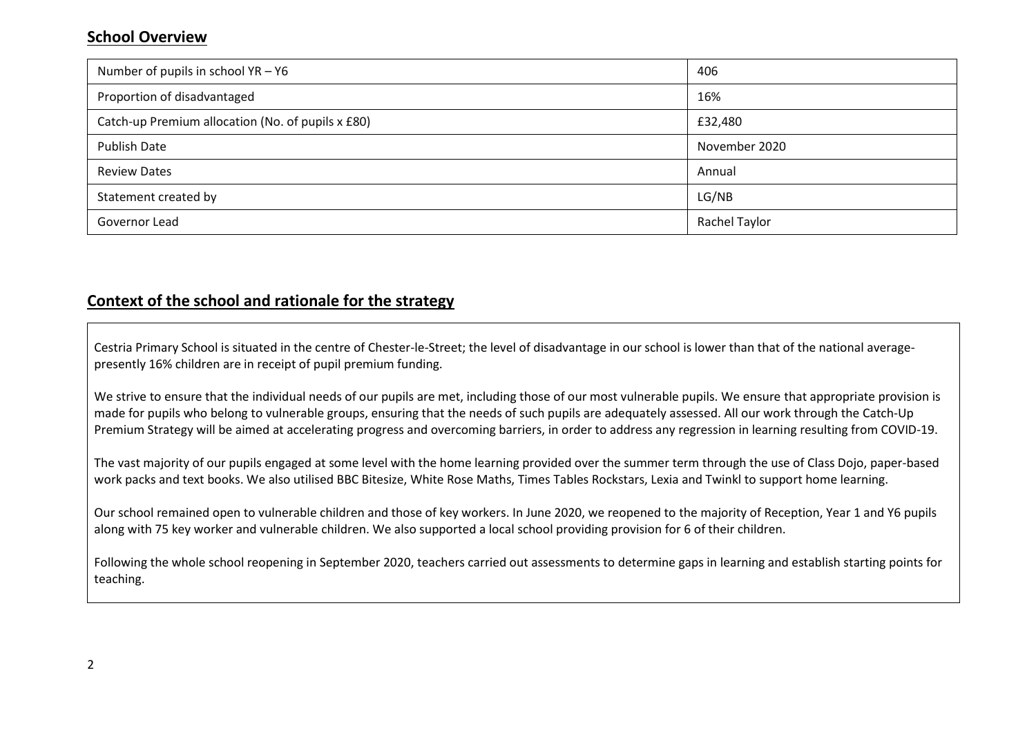## School Overview

| | |
|---|---|
| Number of pupils in school YR – Y6 | 406 |
| Proportion of disadvantaged | 16% |
| Catch-up Premium allocation (No. of pupils x £80) | £32,480 |
| Publish Date | November 2020 |
| Review Dates | Annual |
| Statement created by | LG/NB |
| Governor Lead | Rachel Taylor |

## Context of the school and rationale for the strategy

Cestria Primary School is situated in the centre of Chester-le-Street; the level of disadvantage in our school is lower than that of the national average- presently 16% children are in receipt of pupil premium funding.

We strive to ensure that the individual needs of our pupils are met, including those of our most vulnerable pupils. We ensure that appropriate provision is made for pupils who belong to vulnerable groups, ensuring that the needs of such pupils are adequately assessed. All our work through the Catch-Up Premium Strategy will be aimed at accelerating progress and overcoming barriers, in order to address any regression in learning resulting from COVID-19.

The vast majority of our pupils engaged at some level with the home learning provided over the summer term through the use of Class Dojo, paper-based work packs and text books. We also utilised BBC Bitesize, White Rose Maths, Times Tables Rockstars, Lexia and Twinkl to support home learning.

Our school remained open to vulnerable children and those of key workers. In June 2020, we reopened to the majority of Reception, Year 1 and Y6 pupils along with 75 key worker and vulnerable children. We also supported a local school providing provision for 6 of their children.

Following the whole school reopening in September 2020, teachers carried out assessments to determine gaps in learning and establish starting points for teaching.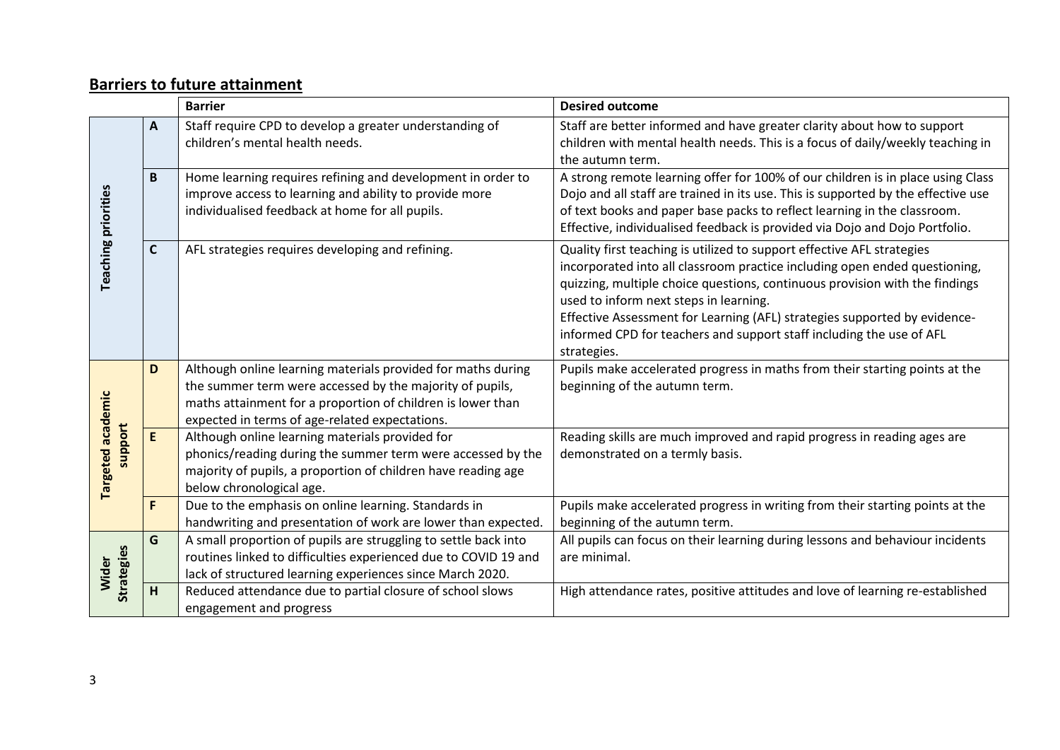## Barriers to future attainment

| | | Barrier | Desired outcome |
|---|---|---|---|
| Teaching priorities | A | Staff require CPD to develop a greater understanding of children's mental health needs. | Staff are better informed and have greater clarity about how to support children with mental health needs. This is a focus of daily/weekly teaching in the autumn term. |
| | B | Home learning requires refining and development in order to improve access to learning and ability to provide more individualised feedback at home for all pupils. | A strong remote learning offer for 100% of our children is in place using Class Dojo and all staff are trained in its use. This is supported by the effective use of text books and paper base packs to reflect learning in the classroom. Effective, individualised feedback is provided via Dojo and Dojo Portfolio. |
| | C | AFL strategies requires developing and refining. | Quality first teaching is utilized to support effective AFL strategies incorporated into all classroom practice including open ended questioning, quizzing, multiple choice questions, continuous provision with the findings used to inform next steps in learning.<br>Effective Assessment for Learning (AFL) strategies supported by evidence-informed CPD for teachers and support staff including the use of AFL strategies. |
| Targeted academic support | D | Although online learning materials provided for maths during the summer term were accessed by the majority of pupils, maths attainment for a proportion of children is lower than expected in terms of age-related expectations. | Pupils make accelerated progress in maths from their starting points at the beginning of the autumn term. |
| | E | Although online learning materials provided for phonics/reading during the summer term were accessed by the majority of pupils, a proportion of children have reading age below chronological age. | Reading skills are much improved and rapid progress in reading ages are demonstrated on a termly basis. |
| | F | Due to the emphasis on online learning. Standards in handwriting and presentation of work are lower than expected. | Pupils make accelerated progress in writing from their starting points at the beginning of the autumn term. |
| Wider Strategies | G | A small proportion of pupils are struggling to settle back into routines linked to difficulties experienced due to COVID 19 and lack of structured learning experiences since March 2020. | All pupils can focus on their learning during lessons and behaviour incidents are minimal. |
| | H | Reduced attendance due to partial closure of school slows engagement and progress | High attendance rates, positive attitudes and love of learning re-established |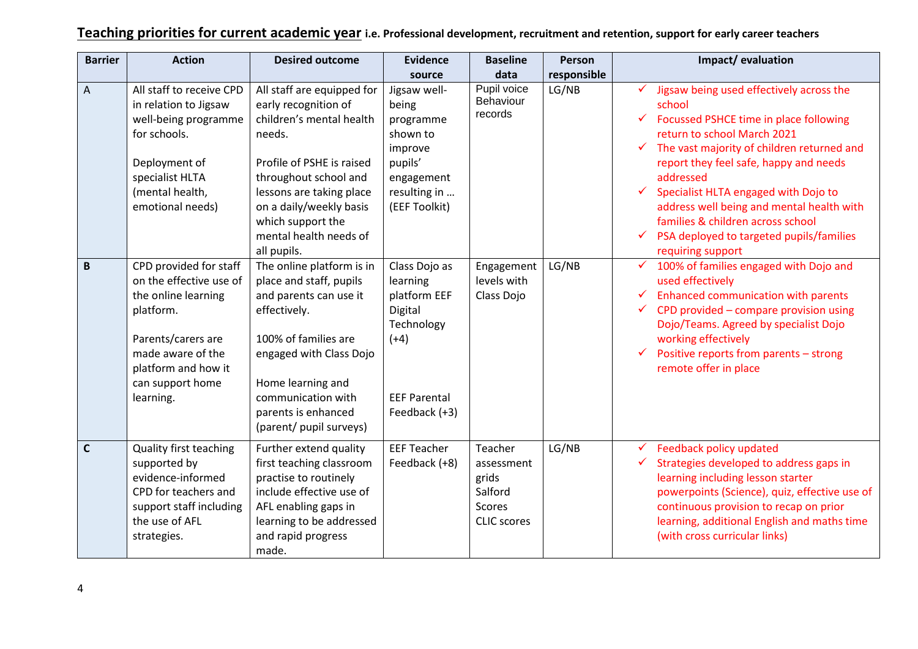## Teaching priorities for current academic year **i.e. Professional development, recruitment and retention, support for early career teachers**

| Barrier | Action | Desired outcome | Evidence source | Baseline data | Person responsible | Impact/ evaluation |
|---|---|---|---|---|---|---|
| A | All staff to receive CPD in relation to Jigsaw well-being programme for schools.<br><br>Deployment of specialist HLTA (mental health, emotional needs) | All staff are equipped for early recognition of children's mental health needs.<br><br>Profile of PSHE is raised throughout school and lessons are taking place on a daily/weekly basis which support the mental health needs of all pupils. | Jigsaw well-being programme shown to improve pupils' engagement resulting in … (EEF Toolkit) | Pupil voice Behaviour records | LG/NB | ✓ Jigsaw being used effectively across the school<br>✓ Focussed PSHCE time in place following return to school March 2021<br>✓ The vast majority of children returned and report they feel safe, happy and needs addressed<br>✓ Specialist HLTA engaged with Dojo to address well being and mental health with families & children across school<br>✓ PSA deployed to targeted pupils/families requiring support |
| **B** | CPD provided for staff on the effective use of the online learning platform.<br><br>Parents/carers are made aware of the platform and how it can support home learning. | The online platform is in place and staff, pupils and parents can use it effectively.<br><br>100% of families are engaged with Class Dojo<br><br>Home learning and communication with parents is enhanced (parent/ pupil surveys) | Class Dojo as learning platform EEF Digital Technology (+4)<br><br>EEF Parental Feedback (+3) | Engagement levels with Class Dojo | LG/NB | ✓ 100% of families engaged with Dojo and used effectively<br>✓ Enhanced communication with parents<br>✓ CPD provided – compare provision using Dojo/Teams. Agreed by specialist Dojo working effectively<br>✓ Positive reports from parents – strong remote offer in place |
| **C** | Quality first teaching supported by evidence-informed CPD for teachers and support staff including the use of AFL strategies. | Further extend quality first teaching classroom practise to routinely include effective use of AFL enabling gaps in learning to be addressed and rapid progress made. | EEF Teacher Feedback (+8) | Teacher assessment grids Salford Scores CLIC scores | LG/NB | ✓ Feedback policy updated<br>✓ Strategies developed to address gaps in learning including lesson starter powerpoints (Science), quiz, effective use of continuous provision to recap on prior learning, additional English and maths time (with cross curricular links) |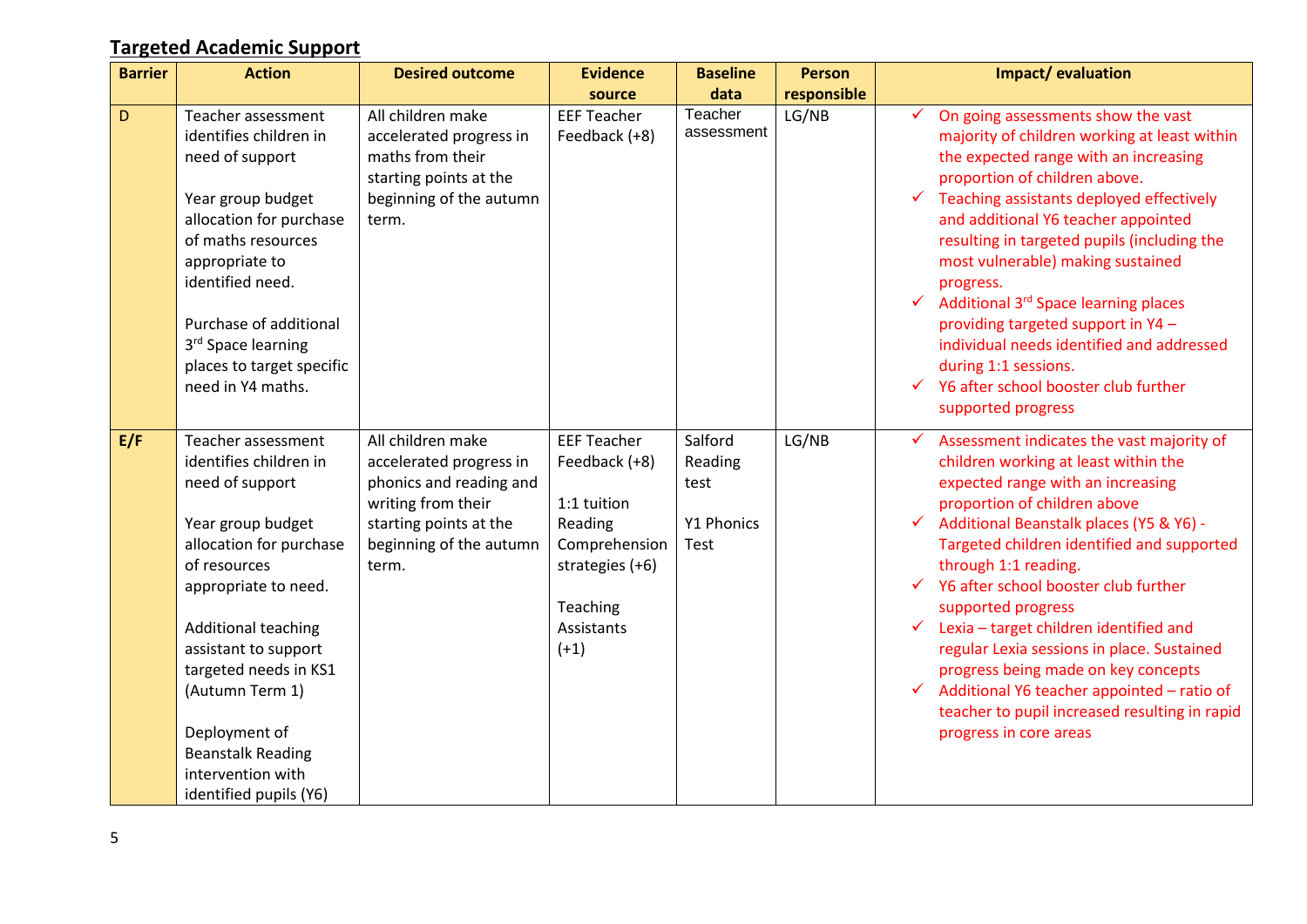## Targeted Academic Support

| Barrier | Action | Desired outcome | Evidence source | Baseline data | Person responsible | Impact/ evaluation |
|---|---|---|---|---|---|---|
| D | Teacher assessment identifies children in need of support<br><br>Year group budget allocation for purchase of maths resources appropriate to identified need.<br><br>Purchase of additional 3rd Space learning places to target specific need in Y4 maths. | All children make accelerated progress in maths from their starting points at the beginning of the autumn term. | EEF Teacher Feedback (+8) | Teacher assessment | LG/NB | ✓ On going assessments show the vast majority of children working at least within the expected range with an increasing proportion of children above.<br>✓ Teaching assistants deployed effectively and additional Y6 teacher appointed resulting in targeted pupils (including the most vulnerable) making sustained progress.<br>✓ Additional 3rd Space learning places providing targeted support in Y4 – individual needs identified and addressed during 1:1 sessions.<br>✓ Y6 after school booster club further supported progress |
| E/F | Teacher assessment identifies children in need of support<br><br>Year group budget allocation for purchase of resources appropriate to need.<br><br>Additional teaching assistant to support targeted needs in KS1 (Autumn Term 1)<br><br>Deployment of Beanstalk Reading intervention with identified pupils (Y6) | All children make accelerated progress in phonics and reading and writing from their starting points at the beginning of the autumn term. | EEF Teacher Feedback (+8)<br><br>1:1 tuition Reading Comprehension strategies (+6)<br><br>Teaching Assistants (+1) | Salford Reading test<br><br>Y1 Phonics Test | LG/NB | ✓ Assessment indicates the vast majority of children working at least within the expected range with an increasing proportion of children above<br>✓ Additional Beanstalk places (Y5 & Y6) - Targeted children identified and supported through 1:1 reading.<br>✓ Y6 after school booster club further supported progress<br>✓ Lexia – target children identified and regular Lexia sessions in place. Sustained progress being made on key concepts<br>✓ Additional Y6 teacher appointed – ratio of teacher to pupil increased resulting in rapid progress in core areas |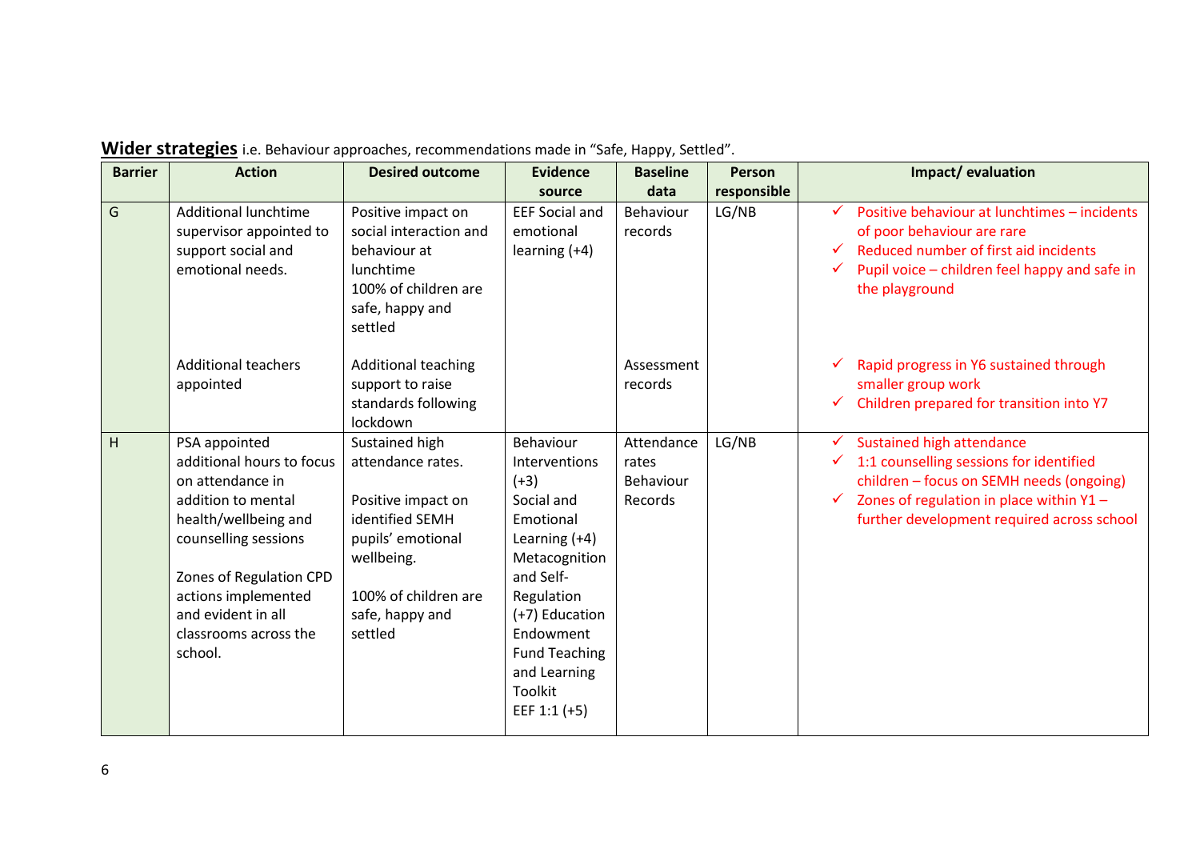**Wider strategies** i.e. Behaviour approaches, recommendations made in "Safe, Happy, Settled".

| Barrier | Action | Desired outcome | Evidence source | Baseline data | Person responsible | Impact/ evaluation |
|---|---|---|---|---|---|---|
| G | Additional lunchtime supervisor appointed to support social and emotional needs. | Positive impact on social interaction and behaviour at lunchtime<br>100% of children are safe, happy and settled | EEF Social and emotional learning (+4) | Behaviour records | LG/NB | ✓ Positive behaviour at lunchtimes – incidents of poor behaviour are rare<br>✓ Reduced number of first aid incidents<br>✓ Pupil voice – children feel happy and safe in the playground |
| | Additional teachers appointed | Additional teaching support to raise standards following lockdown | | Assessment records | | ✓ Rapid progress in Y6 sustained through smaller group work<br>✓ Children prepared for transition into Y7 |
| H | PSA appointed additional hours to focus on attendance in addition to mental health/wellbeing and counselling sessions<br><br>Zones of Regulation CPD actions implemented and evident in all classrooms across the school. | Sustained high attendance rates.<br><br>Positive impact on identified SEMH pupils' emotional wellbeing.<br><br>100% of children are safe, happy and settled | Behaviour Interventions (+3)<br>Social and Emotional Learning (+4)<br>Metacognition and Self-Regulation (+7) Education Endowment Fund Teaching and Learning Toolkit<br>EEF 1:1 (+5) | Attendance rates<br>Behaviour Records | LG/NB | ✓ Sustained high attendance<br>✓ 1:1 counselling sessions for identified children – focus on SEMH needs (ongoing)<br>✓ Zones of regulation in place within Y1 – further development required across school |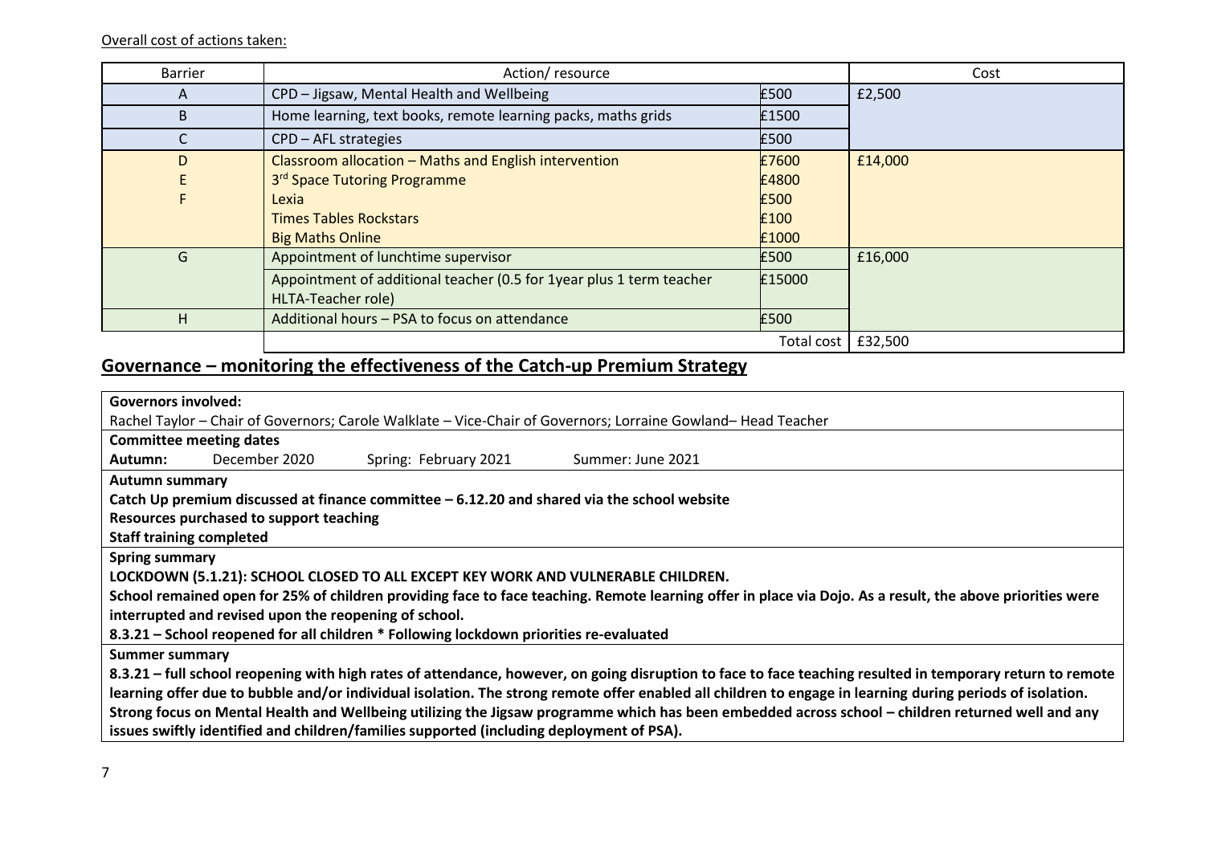Overall cost of actions taken:

| Barrier | Action/ resource | | Cost |
|---|---|---|---|
| A | CPD – Jigsaw, Mental Health and Wellbeing | £500 | £2,500 |
| B | Home learning, text books, remote learning packs, maths grids | £1500 | |
| C | CPD – AFL strategies | £500 | |
| D<br>E<br>F | Classroom allocation – Maths and English intervention<br>3rd Space Tutoring Programme<br>Lexia<br>Times Tables Rockstars<br>Big Maths Online | £7600<br>£4800<br>£500<br>£100<br>£1000 | £14,000 |
| G | Appointment of lunchtime supervisor | £500 | £16,000 |
| | Appointment of additional teacher (0.5 for 1year plus 1 term teacher HLTA-Teacher role) | £15000 | |
| H | Additional hours – PSA to focus on attendance | £500 | |
| | | Total cost | £32,500 |

## Governance – monitoring the effectiveness of the Catch-up Premium Strategy

**Governors involved:**

Rachel Taylor – Chair of Governors; Carole Walklate – Vice-Chair of Governors; Lorraine Gowland– Head Teacher

**Committee meeting dates**

**Autumn:** December 2020 Spring: February 2021 Summer: June 2021

**Autumn summary**

**Catch Up premium discussed at finance committee – 6.12.20 and shared via the school website**

**Resources purchased to support teaching**

**Staff training completed**

**Spring summary**

**LOCKDOWN (5.1.21): SCHOOL CLOSED TO ALL EXCEPT KEY WORK AND VULNERABLE CHILDREN.**

**School remained open for 25% of children providing face to face teaching. Remote learning offer in place via Dojo. As a result, the above priorities were interrupted and revised upon the reopening of school.**

**8.3.21 – School reopened for all children * Following lockdown priorities re-evaluated**

**Summer summary**

**8.3.21 – full school reopening with high rates of attendance, however, on going disruption to face to face teaching resulted in temporary return to remote learning offer due to bubble and/or individual isolation. The strong remote offer enabled all children to engage in learning during periods of isolation. Strong focus on Mental Health and Wellbeing utilizing the Jigsaw programme which has been embedded across school – children returned well and any issues swiftly identified and children/families supported (including deployment of PSA).**